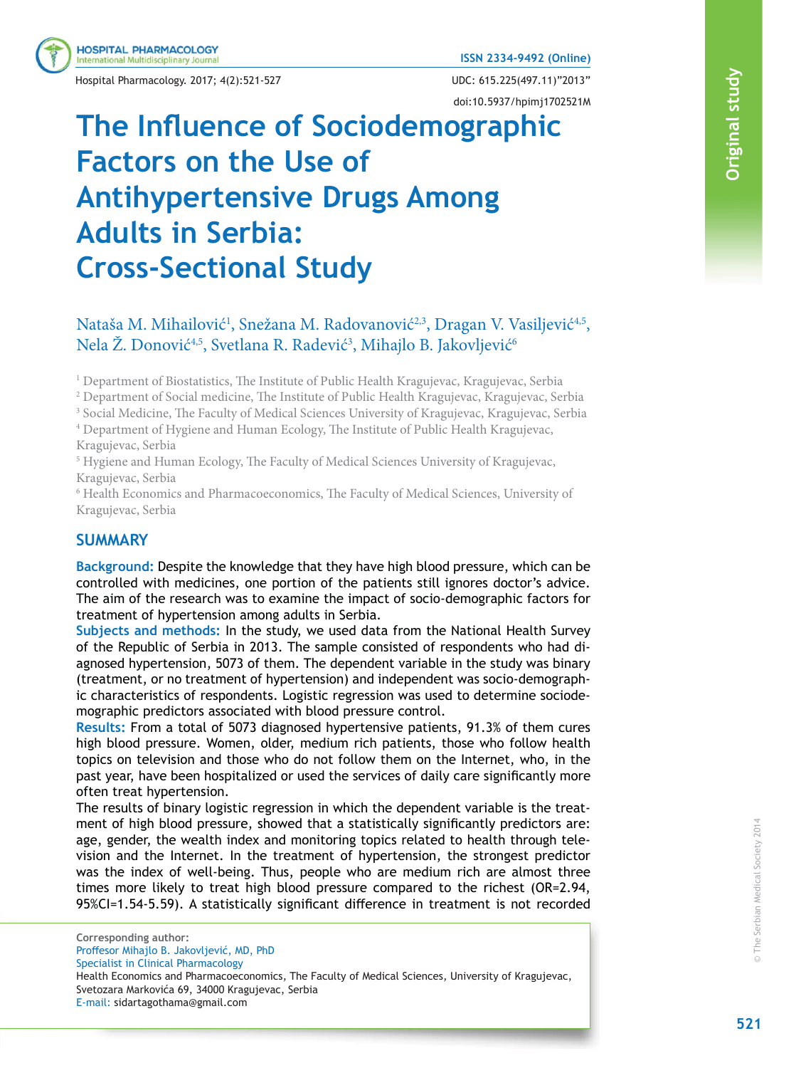# The Influence of Sociodemographic Factors on the Use of Antihypertensive Drugs Among Adults in Serbia: Cross-Sectional Study

Nataša M. Mihailović[1], Snežana M. Radovanović[2,3], Dragan V. Vasiljević[4,5], Nela Ž. Donović[4,5], Svetlana R. Radević[3], Mihajlo B. Jakovljević[6]

[1] Department of Biostatistics, The Institute of Public Health Kragujevac, Kragujevac, Serbia
[2] Department of Social medicine, The Institute of Public Health Kragujevac, Kragujevac, Serbia
[3] Social Medicine, The Faculty of Medical Sciences University of Kragujevac, Kragujevac, Serbia
[4] Department of Hygiene and Human Ecology, The Institute of Public Health Kragujevac, Kragujevac, Serbia
[5] Hygiene and Human Ecology, The Faculty of Medical Sciences University of Kragujevac, Kragujevac, Serbia
[6] Health Economics and Pharmacoeconomics, The Faculty of Medical Sciences, University of Kragujevac, Kragujevac, Serbia

## SUMMARY

**Background:** Despite the knowledge that they have high blood pressure, which can be controlled with medicines, one portion of the patients still ignores doctor's advice. The aim of the research was to examine the impact of socio-demographic factors for treatment of hypertension among adults in Serbia.

**Subjects and methods:** In the study, we used data from the National Health Survey of the Republic of Serbia in 2013. The sample consisted of respondents who had diagnosed hypertension, 5073 of them. The dependent variable in the study was binary (treatment, or no treatment of hypertension) and independent was socio-demographic characteristics of respondents. Logistic regression was used to determine sociodemographic predictors associated with blood pressure control.

**Results:** From a total of 5073 diagnosed hypertensive patients, 91.3% of them cures high blood pressure. Women, older, medium rich patients, those who follow health topics on television and those who do not follow them on the Internet, who, in the past year, have been hospitalized or used the services of daily care significantly more often treat hypertension.

The results of binary logistic regression in which the dependent variable is the treatment of high blood pressure, showed that a statistically significantly predictors are: age, gender, the wealth index and monitoring topics related to health through television and the Internet. In the treatment of hypertension, the strongest predictor was the index of well-being. Thus, people who are medium rich are almost three times more likely to treat high blood pressure compared to the richest (OR=2.94, 95%CI=1.54-5.59). A statistically significant difference in treatment is not recorded

**Corresponding author:**
Proffesor Mihajlo B. Jakovljević, MD, PhD
Specialist in Clinical Pharmacology
Health Economics and Pharmacoeconomics, The Faculty of Medical Sciences, University of Kragujevac, Svetozara Markovića 69, 34000 Kragujevac, Serbia
E-mail: sidartagothama@gmail.com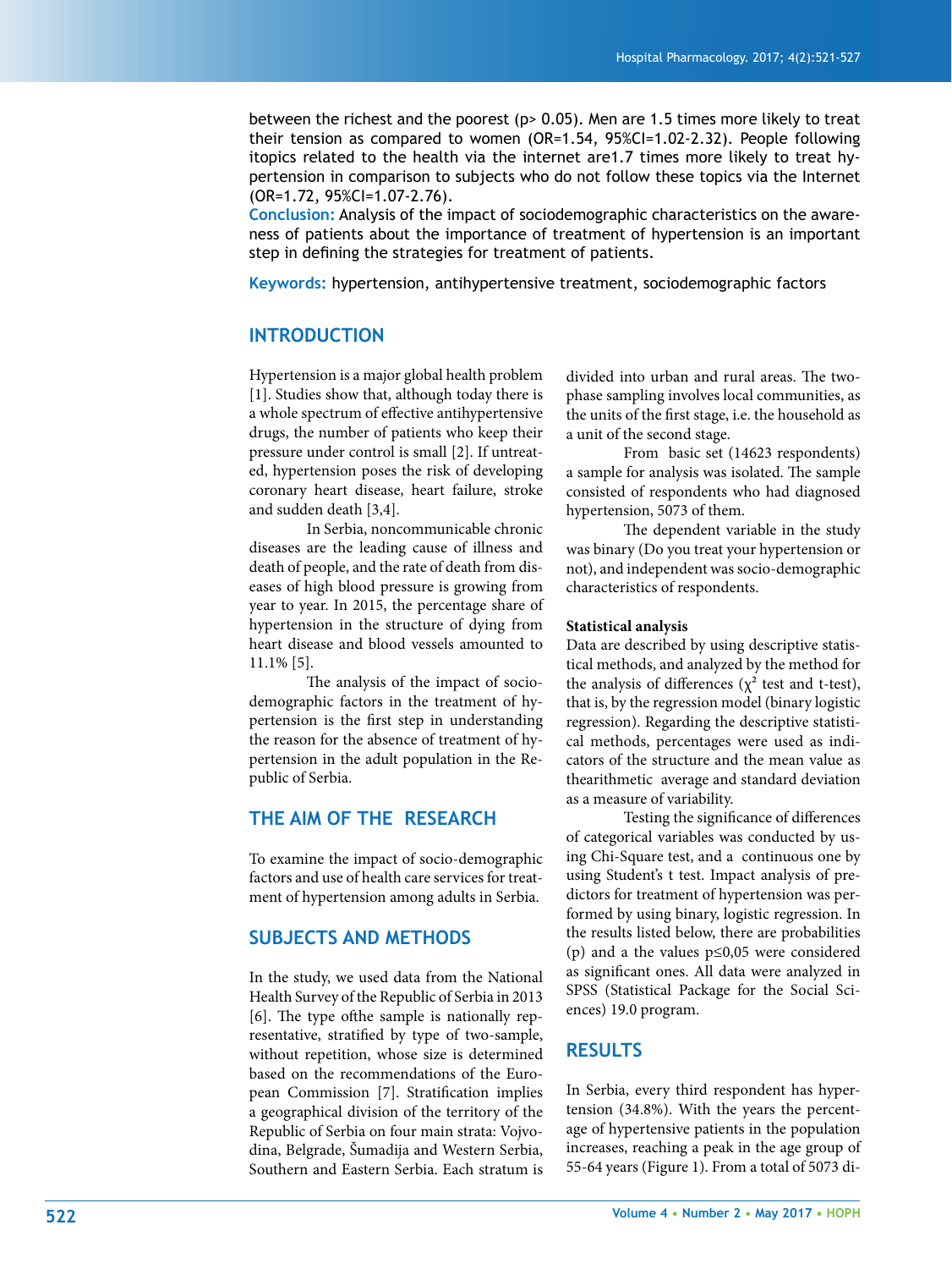between the richest and the poorest (p> 0.05). Men are 1.5 times more likely to treat their tension as compared to women (OR=1.54, 95%CI=1.02-2.32). People following itopics related to the health via the internet are1.7 times more likely to treat hypertension in comparison to subjects who do not follow these topics via the Internet (OR=1.72, 95%CI=1.07-2.76).

**Conclusion:** Analysis of the impact of sociodemographic characteristics on the awareness of patients about the importance of treatment of hypertension is an important step in defining the strategies for treatment of patients.

**Keywords:** hypertension, antihypertensive treatment, sociodemographic factors

## INTRODUCTION

Hypertension is a major global health problem [1]. Studies show that, although today there is a whole spectrum of effective antihypertensive drugs, the number of patients who keep their pressure under control is small [2]. If untreated, hypertension poses the risk of developing coronary heart disease, heart failure, stroke and sudden death [3,4].

In Serbia, noncommunicable chronic diseases are the leading cause of illness and death of people, and the rate of death from diseases of high blood pressure is growing from year to year. In 2015, the percentage share of hypertension in the structure of dying from heart disease and blood vessels amounted to 11.1% [5].

The analysis of the impact of sociodemographic factors in the treatment of hypertension is the first step in understanding the reason for the absence of treatment of hypertension in the adult population in the Republic of Serbia.

## THE AIM OF THE RESEARCH

To examine the impact of socio-demographic factors and use of health care services for treatment of hypertension among adults in Serbia.

## SUBJECTS AND METHODS

In the study, we used data from the National Health Survey of the Republic of Serbia in 2013 [6]. The type ofthe sample is nationally representative, stratified by type of two-sample, without repetition, whose size is determined based on the recommendations of the European Commission [7]. Stratification implies a geographical division of the territory of the Republic of Serbia on four main strata: Vojvodina, Belgrade, Šumadija and Western Serbia, Southern and Eastern Serbia. Each stratum is divided into urban and rural areas. The two-phase sampling involves local communities, as the units of the first stage, i.e. the household as a unit of the second stage.

From basic set (14623 respondents) a sample for analysis was isolated. The sample consisted of respondents who had diagnosed hypertension, 5073 of them.

The dependent variable in the study was binary (Do you treat your hypertension or not), and independent was socio-demographic characteristics of respondents.

**Statistical analysis**

Data are described by using descriptive statistical methods, and analyzed by the method for the analysis of differences ($\chi^2$ test and t-test), that is, by the regression model (binary logistic regression). Regarding the descriptive statistical methods, percentages were used as indicators of the structure and the mean value as thearithmetic average and standard deviation as a measure of variability.

Testing the significance of differences of categorical variables was conducted by using Chi-Square test, and a continuous one by using Student's t test. Impact analysis of predictors for treatment of hypertension was performed by using binary, logistic regression. In the results listed below, there are probabilities (p) and a the values p≤0,05 were considered as significant ones. All data were analyzed in SPSS (Statistical Package for the Social Sciences) 19.0 program.

## RESULTS

In Serbia, every third respondent has hypertension (34.8%). With the years the percentage of hypertensive patients in the population increases, reaching a peak in the age group of 55-64 years (Figure 1). From a total of 5073 di-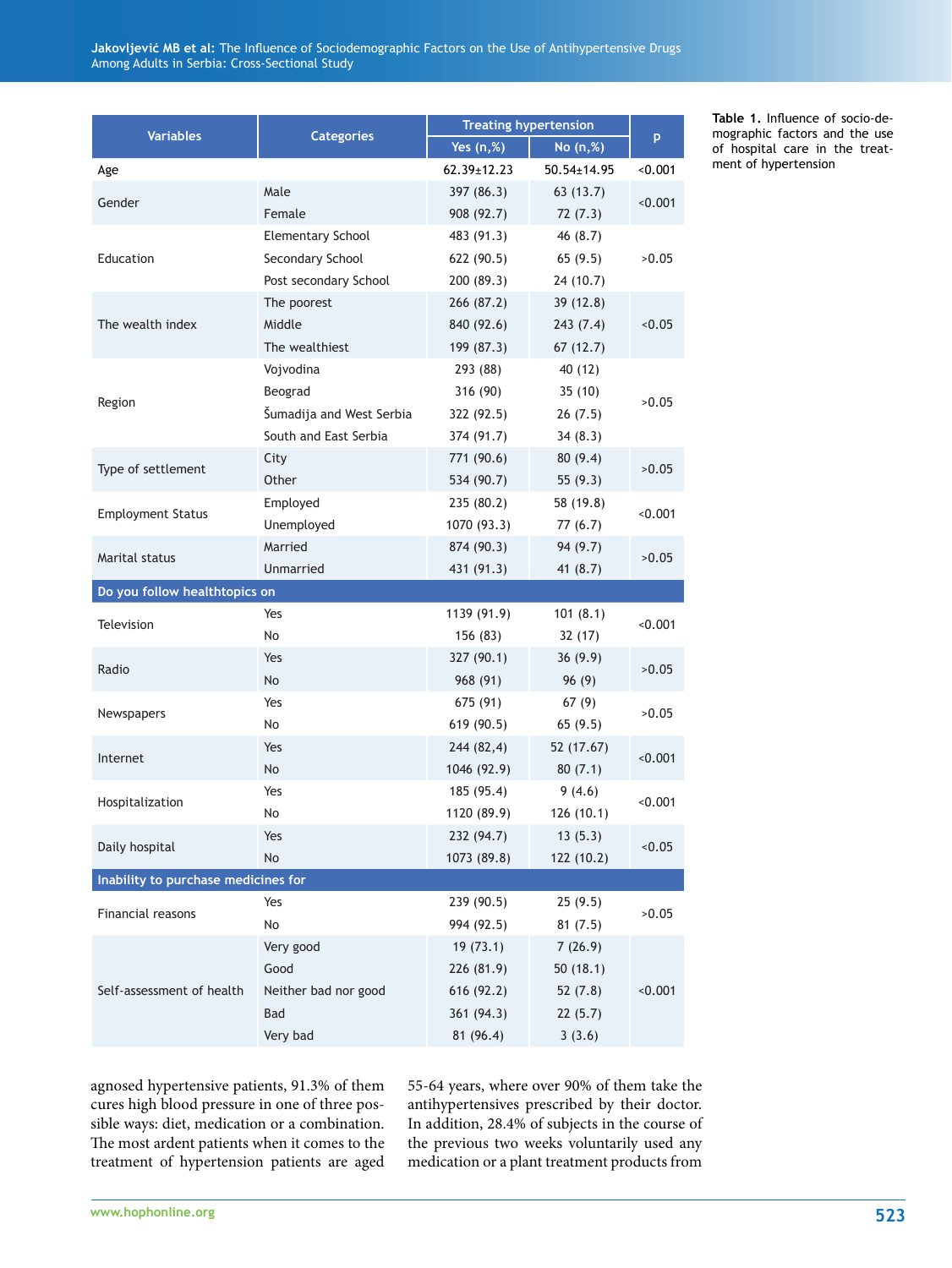Table 1. Influence of socio-demographic factors and the use of hospital care in the treatment of hypertension

| Variables | Categories | Treating hypertension | | p |
|---|---|---|---|---|
| | | Yes (n,%) | No (n,%) | |
| Age | | 62.39±12.23 | 50.54±14.95 | <0.001 |
| Gender | Male | 397 (86.3) | 63 (13.7) | <0.001 |
| | Female | 908 (92.7) | 72 (7.3) | |
| Education | Elementary School | 483 (91.3) | 46 (8.7) | >0.05 |
| | Secondary School | 622 (90.5) | 65 (9.5) | |
| | Post secondary School | 200 (89.3) | 24 (10.7) | |
| The wealth index | The poorest | 266 (87.2) | 39 (12.8) | <0.05 |
| | Middle | 840 (92.6) | 243 (7.4) | |
| | The wealthiest | 199 (87.3) | 67 (12.7) | |
| Region | Vojvodina | 293 (88) | 40 (12) | >0.05 |
| | Beograd | 316 (90) | 35 (10) | |
| | Šumadija and West Serbia | 322 (92.5) | 26 (7.5) | |
| | South and East Serbia | 374 (91.7) | 34 (8.3) | |
| Type of settlement | City | 771 (90.6) | 80 (9.4) | >0.05 |
| | Other | 534 (90.7) | 55 (9.3) | |
| Employment Status | Employed | 235 (80.2) | 58 (19.8) | <0.001 |
| | Unemployed | 1070 (93.3) | 77 (6.7) | |
| Marital status | Married | 874 (90.3) | 94 (9.7) | >0.05 |
| | Unmarried | 431 (91.3) | 41 (8.7) | |
| **Do you follow healthtopics on** | | | | |
| Television | Yes | 1139 (91.9) | 101 (8.1) | <0.001 |
| | No | 156 (83) | 32 (17) | |
| Radio | Yes | 327 (90.1) | 36 (9.9) | >0.05 |
| | No | 968 (91) | 96 (9) | |
| Newspapers | Yes | 675 (91) | 67 (9) | >0.05 |
| | No | 619 (90.5) | 65 (9.5) | |
| Internet | Yes | 244 (82,4) | 52 (17.67) | <0.001 |
| | No | 1046 (92.9) | 80 (7.1) | |
| Hospitalization | Yes | 185 (95.4) | 9 (4.6) | <0.001 |
| | No | 1120 (89.9) | 126 (10.1) | |
| Daily hospital | Yes | 232 (94.7) | 13 (5.3) | <0.05 |
| | No | 1073 (89.8) | 122 (10.2) | |
| **Inability to purchase medicines for** | | | | |
| Financial reasons | Yes | 239 (90.5) | 25 (9.5) | >0.05 |
| | No | 994 (92.5) | 81 (7.5) | |
| Self-assessment of health | Very good | 19 (73.1) | 7 (26.9) | <0.001 |
| | Good | 226 (81.9) | 50 (18.1) | |
| | Neither bad nor good | 616 (92.2) | 52 (7.8) | |
| | Bad | 361 (94.3) | 22 (5.7) | |
| | Very bad | 81 (96.4) | 3 (3.6) | |

agnosed hypertensive patients, 91.3% of them cures high blood pressure in one of three possible ways: diet, medication or a combination. The most ardent patients when it comes to the treatment of hypertension patients are aged 55-64 years, where over 90% of them take the antihypertensives prescribed by their doctor. In addition, 28.4% of subjects in the course of the previous two weeks voluntarily used any medication or a plant treatment products from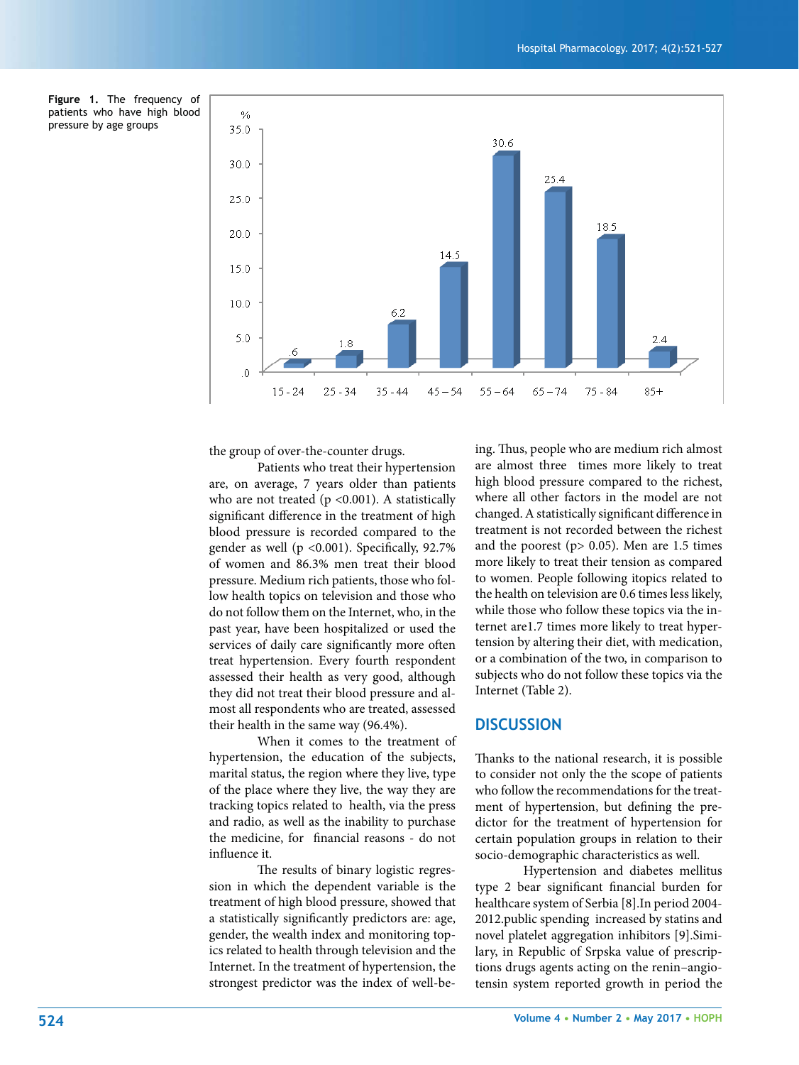**Figure 1.** The frequency of patients who have high blood pressure by age groups

the group of over-the-counter drugs.

Patients who treat their hypertension are, on average, 7 years older than patients who are not treated ($p < 0.001$). A statistically significant difference in the treatment of high blood pressure is recorded compared to the gender as well ($p < 0.001$). Specifically, 92.7% of women and 86.3% men treat their blood pressure. Medium rich patients, those who follow health topics on television and those who do not follow them on the Internet, who, in the past year, have been hospitalized or used the services of daily care significantly more often treat hypertension. Every fourth respondent assessed their health as very good, although they did not treat their blood pressure and almost all respondents who are treated, assessed their health in the same way (96.4%).

When it comes to the treatment of hypertension, the education of the subjects, marital status, the region where they live, type of the place where they live, the way they are tracking topics related to health, via the press and radio, as well as the inability to purchase the medicine, for financial reasons - do not influence it.

The results of binary logistic regression in which the dependent variable is the treatment of high blood pressure, showed that a statistically significantly predictors are: age, gender, the wealth index and monitoring topics related to health through television and the Internet. In the treatment of hypertension, the strongest predictor was the index of well-being. Thus, people who are medium rich almost are almost three times more likely to treat high blood pressure compared to the richest, where all other factors in the model are not changed. A statistically significant difference in treatment is not recorded between the richest and the poorest ($p > 0.05$). Men are 1.5 times more likely to treat their tension as compared to women. People following itopics related to the health on television are 0.6 times less likely, while those who follow these topics via the internet are1.7 times more likely to treat hypertension by altering their diet, with medication, or a combination of the two, in comparison to subjects who do not follow these topics via the Internet (Table 2).

## DISCUSSION

Thanks to the national research, it is possible to consider not only the the scope of patients who follow the recommendations for the treatment of hypertension, but defining the predictor for the treatment of hypertension for certain population groups in relation to their socio-demographic characteristics as well.

Hypertension and diabetes mellitus type 2 bear significant financial burden for healthcare system of Serbia [8].In period 2004-2012.public spending increased by statins and novel platelet aggregation inhibitors [9].Similary, in Republic of Srpska value of prescriptions drugs agents acting on the renin–angiotensin system reported growth in period the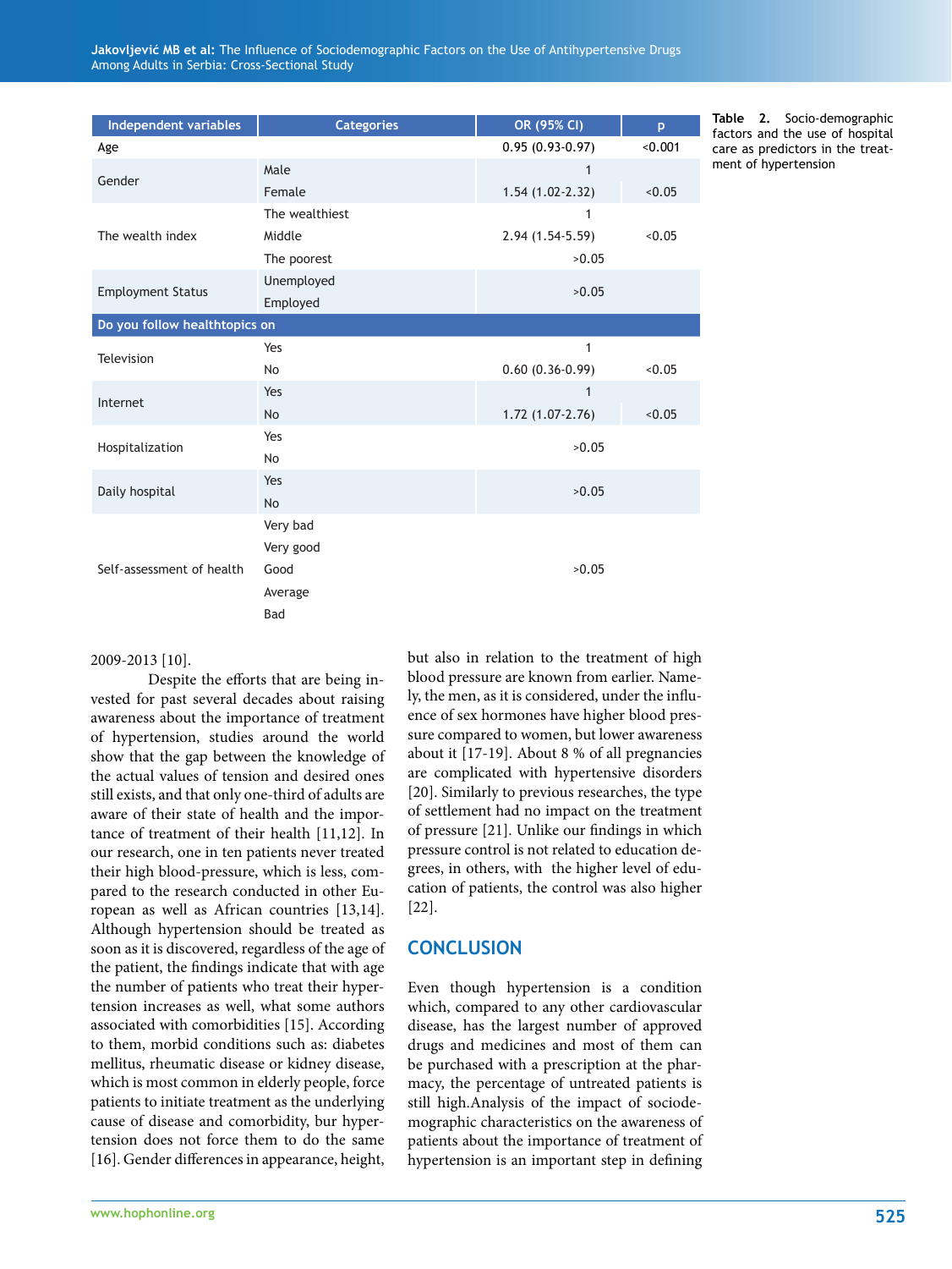Table 2. Socio-demographic factors and the use of hospital care as predictors in the treatment of hypertension

| Independent variables | Categories | OR (95% CI) | p |
|---|---|---|---|
| Age | | 0.95 (0.93-0.97) | <0.001 |
| Gender | Male | 1 | |
| | Female | 1.54 (1.02-2.32) | <0.05 |
| The wealth index | The wealthiest | 1 | |
| | Middle | 2.94 (1.54-5.59) | <0.05 |
| | The poorest | >0.05 | |
| Employment Status | Unemployed | >0.05 | |
| | Employed | | |
| **Do you follow healthtopics on** | | | |
| Television | Yes | 1 | |
| | No | 0.60 (0.36-0.99) | <0.05 |
| Internet | Yes | 1 | |
| | No | 1.72 (1.07-2.76) | <0.05 |
| Hospitalization | Yes | >0.05 | |
| | No | | |
| Daily hospital | Yes | >0.05 | |
| | No | | |
| Self-assessment of health | Very bad | >0.05 | |
| | Very good | | |
| | Good | | |
| | Average | | |
| | Bad | | |

2009-2013 [10].

Despite the efforts that are being invested for past several decades about raising awareness about the importance of treatment of hypertension, studies around the world show that the gap between the knowledge of the actual values of tension and desired ones still exists, and that only one-third of adults are aware of their state of health and the importance of treatment of their health [11,12]. In our research, one in ten patients never treated their high blood-pressure, which is less, compared to the research conducted in other European as well as African countries [13,14]. Although hypertension should be treated as soon as it is discovered, regardless of the age of the patient, the findings indicate that with age the number of patients who treat their hypertension increases as well, what some authors associated with comorbidities [15]. According to them, morbid conditions such as: diabetes mellitus, rheumatic disease or kidney disease, which is most common in elderly people, force patients to initiate treatment as the underlying cause of disease and comorbidity, bur hypertension does not force them to do the same [16]. Gender differences in appearance, height, but also in relation to the treatment of high blood pressure are known from earlier. Namely, the men, as it is considered, under the influence of sex hormones have higher blood pressure compared to women, but lower awareness about it [17-19]. About 8 % of all pregnancies are complicated with hypertensive disorders [20]. Similarly to previous researches, the type of settlement had no impact on the treatment of pressure [21]. Unlike our findings in which pressure control is not related to education degrees, in others, with the higher level of education of patients, the control was also higher [22].

## CONCLUSION

Even though hypertension is a condition which, compared to any other cardiovascular disease, has the largest number of approved drugs and medicines and most of them can be purchased with a prescription at the pharmacy, the percentage of untreated patients is still high.Analysis of the impact of sociodemographic characteristics on the awareness of patients about the importance of treatment of hypertension is an important step in defining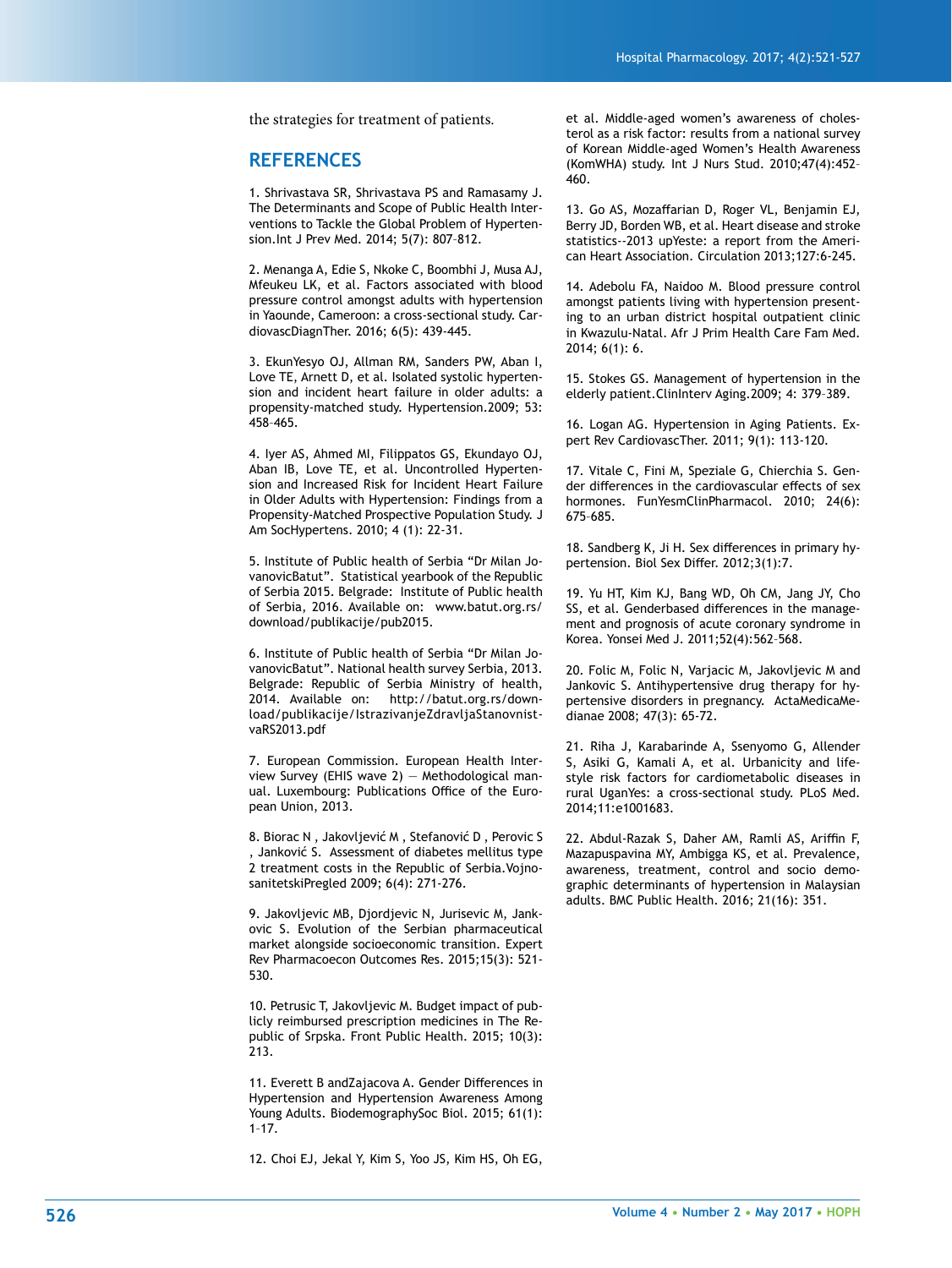the strategies for treatment of patients.

## REFERENCES

1. Shrivastava SR, Shrivastava PS and Ramasamy J. The Determinants and Scope of Public Health Interventions to Tackle the Global Problem of Hypertension.Int J Prev Med. 2014; 5(7): 807–812.

2. Menanga A, Edie S, Nkoke C, Boombhi J, Musa AJ, Mfeukeu LK, et al. Factors associated with blood pressure control amongst adults with hypertension in Yaounde, Cameroon: a cross-sectional study. CardiovascDiagnTher. 2016; 6(5): 439-445.

3. EkunYesyo OJ, Allman RM, Sanders PW, Aban I, Love TE, Arnett D, et al. Isolated systolic hypertension and incident heart failure in older adults: a propensity-matched study. Hypertension.2009; 53: 458–465.

4. Iyer AS, Ahmed MI, Filippatos GS, Ekundayo OJ, Aban IB, Love TE, et al. Uncontrolled Hypertension and Increased Risk for Incident Heart Failure in Older Adults with Hypertension: Findings from a Propensity-Matched Prospective Population Study. J Am SocHypertens. 2010; 4 (1): 22-31.

5. Institute of Public health of Serbia "Dr Milan JovanovicBatut". Statistical yearbook of the Republic of Serbia 2015. Belgrade: Institute of Public health of Serbia, 2016. Available on: www.batut.org.rs/download/publikacije/pub2015.

6. Institute of Public health of Serbia "Dr Milan JovanovicBatut". National health survey Serbia, 2013. Belgrade: Republic of Serbia Ministry of health, 2014. Available on: http://batut.org.rs/download/publikacije/IstrazivanjeZdravljaStanovnistvaRS2013.pdf

7. European Commission. European Health Interview Survey (EHIS wave 2) — Methodological manual. Luxembourg: Publications Office of the European Union, 2013.

8. Biorac N , Jakovljević M , Stefanović D , Perovic S , Janković S. Assessment of diabetes mellitus type 2 treatment costs in the Republic of Serbia.VojnosanitetskiPregled 2009; 6(4): 271-276.

9. Jakovljevic MB, Djordjevic N, Jurisevic M, Jankovic S. Evolution of the Serbian pharmaceutical market alongside socioeconomic transition. Expert Rev Pharmacoecon Outcomes Res. 2015;15(3): 521-530.

10. Petrusic T, Jakovljevic M. Budget impact of publicly reimbursed prescription medicines in The Republic of Srpska. Front Public Health. 2015; 10(3): 213.

11. Everett B andZajacova A. Gender Differences in Hypertension and Hypertension Awareness Among Young Adults. BiodemographySoc Biol. 2015; 61(1): 1–17.

12. Choi EJ, Jekal Y, Kim S, Yoo JS, Kim HS, Oh EG, et al. Middle-aged women's awareness of cholesterol as a risk factor: results from a national survey of Korean Middle-aged Women's Health Awareness (KomWHA) study. Int J Nurs Stud. 2010;47(4):452–460.

13. Go AS, Mozaffarian D, Roger VL, Benjamin EJ, Berry JD, Borden WB, et al. Heart disease and stroke statistics--2013 upYeste: a report from the American Heart Association. Circulation 2013;127:6-245.

14. Adebolu FA, Naidoo M. Blood pressure control amongst patients living with hypertension presenting to an urban district hospital outpatient clinic in Kwazulu-Natal. Afr J Prim Health Care Fam Med. 2014; 6(1): 6.

15. Stokes GS. Management of hypertension in the elderly patient.ClinInterv Aging.2009; 4: 379–389.

16. Logan AG. Hypertension in Aging Patients. Expert Rev CardiovascTher. 2011; 9(1): 113-120.

17. Vitale C, Fini M, Speziale G, Chierchia S. Gender differences in the cardiovascular effects of sex hormones. FunYesmClinPharmacol. 2010; 24(6): 675–685.

18. Sandberg K, Ji H. Sex differences in primary hypertension. Biol Sex Differ. 2012;3(1):7.

19. Yu HT, Kim KJ, Bang WD, Oh CM, Jang JY, Cho SS, et al. Genderbased differences in the management and prognosis of acute coronary syndrome in Korea. Yonsei Med J. 2011;52(4):562–568.

20. Folic M, Folic N, Varjacic M, Jakovljevic M and Jankovic S. Antihypertensive drug therapy for hypertensive disorders in pregnancy. ActaMedicaMedianae 2008; 47(3): 65-72.

21. Riha J, Karabarinde A, Ssenyomo G, Allender S, Asiki G, Kamali A, et al. Urbanicity and lifestyle risk factors for cardiometabolic diseases in rural UganYes: a cross-sectional study. PLoS Med. 2014;11:e1001683.

22. Abdul-Razak S, Daher AM, Ramli AS, Ariffin F, Mazapuspavina MY, Ambigga KS, et al. Prevalence, awareness, treatment, control and socio demographic determinants of hypertension in Malaysian adults. BMC Public Health. 2016; 21(16): 351.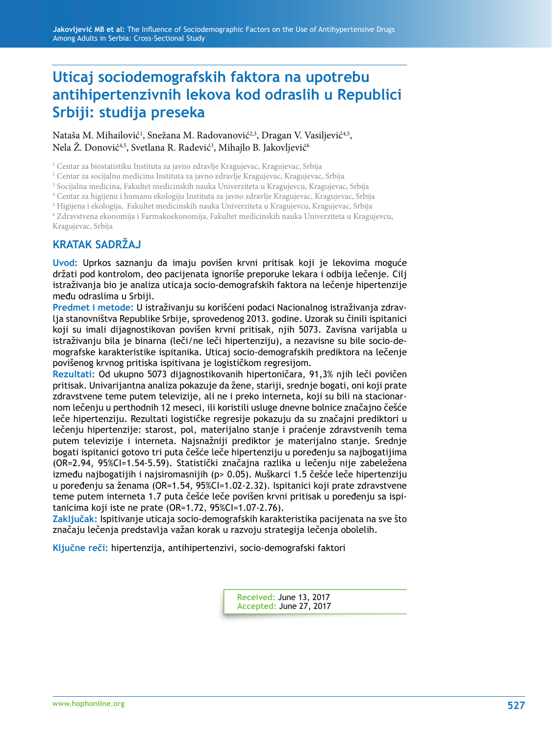# Uticaj sociodemografskih faktora na upotrebu antihipertenzivnih lekova kod odraslih u Republici Srbiji: studija preseka

Nataša M. Mihailović[1], Snežana M. Radovanović[2,3], Dragan V. Vasiljević[4,5], Nela Ž. Donović[4,5], Svetlana R. Radević[3], Mihajlo B. Jakovljević[6]

[1] Centar za biostatistiku Instituta za javno zdravlje Kragujevac, Kragujevac, Srbija
[2] Centar za socijalnu medicinu Instituta za javno zdravlje Kragujevac, Kragujevac, Srbija
[3] Socijalna medicina, Fakultet medicinskih nauka Univerziteta u Kragujevcu, Kragujevac, Srbija
[4] Centar za higijenu i humanu ekologiju Instituta za javno zdravlje Kragujevac, Kragujevac, Srbija
[5] Higijena i ekologija, Fakultet medicinskih nauka Univerziteta u Kragujevcu, Kragujevac, Srbija
[6] Zdravstvena ekonomija i Farmakoekonomija, Fakultet medicinskih nauka Univerziteta u Kragujevcu, Kragujevac, Srbija

## KRATAK SADRŽAJ

**Uvod:** Uprkos saznanju da imaju povišen krvni pritisak koji je lekovima moguće držati pod kontrolom, deo pacijenata ignoriše preporuke lekara i odbija lečenje. Cilj istraživanja bio je analiza uticaja socio-demografskih faktora na lečenje hipertenzije među odraslima u Srbiji.

**Predmet i metode:** U istraživanju su korišćeni podaci Nacionalnog istraživanja zdravlja stanovništva Republike Srbije, sprovedenog 2013. godine. Uzorak su činili ispitanici koji su imali dijagnostikovan povišen krvni pritisak, njih 5073. Zavisna varijabla u istraživanju bila je binarna (leči/ne leči hipertenziju), a nezavisne su bile socio-demografske karakteristike ispitanika. Uticaj socio-demografskih prediktora na lečenje povišenog krvnog pritiska ispitivana je logističkom regresijom.

**Rezultati:** Od ukupno 5073 dijagnostikovanih hipertoničara, 91,3% njih leči povičen pritisak. Univarijantna analiza pokazuje da žene, stariji, srednje bogati, oni koji prate zdravstvene teme putem televizije, ali ne i preko interneta, koji su bili na stacionarnom lečenju u perthodnih 12 meseci, ili koristili usluge dnevne bolnice značajno češće leče hipertenziju. Rezultati logističke regresije pokazuju da su značajni prediktori u lečenju hipertenzije: starost, pol, materijalno stanje i praćenje zdravstvenih tema putem televizije i interneta. Najsnažniji prediktor je materijalno stanje. Srednje bogati ispitanici gotovo tri puta češće leče hipertenziju u poređenju sa najbogatijima (OR=2.94, 95%CI=1.54-5.59). Statistički značajna razlika u lečenju nije zabeležena između najbogatijih i najsiromasnijih ($p > 0.05$). Muškarci 1.5 češće leče hipertenziju u poređenju sa ženama (OR=1.54, 95%CI=1.02-2.32). Ispitanici koji prate zdravstvene teme putem interneta 1.7 puta češće leče povišen krvni pritisak u poređenju sa ispitanicima koji iste ne prate (OR=1.72, 95%CI=1.07-2.76).

**Zaključak:** Ispitivanje uticaja socio-demografskih karakteristika pacijenata na sve što značaju lečenja predstavlja važan korak u razvoju strategija lečenja obolelih.

**Ključne reči:** hipertenzija, antihipertenzivi, socio-demografski faktori

**Received:** June 13, 2017
**Accepted:** June 27, 2017